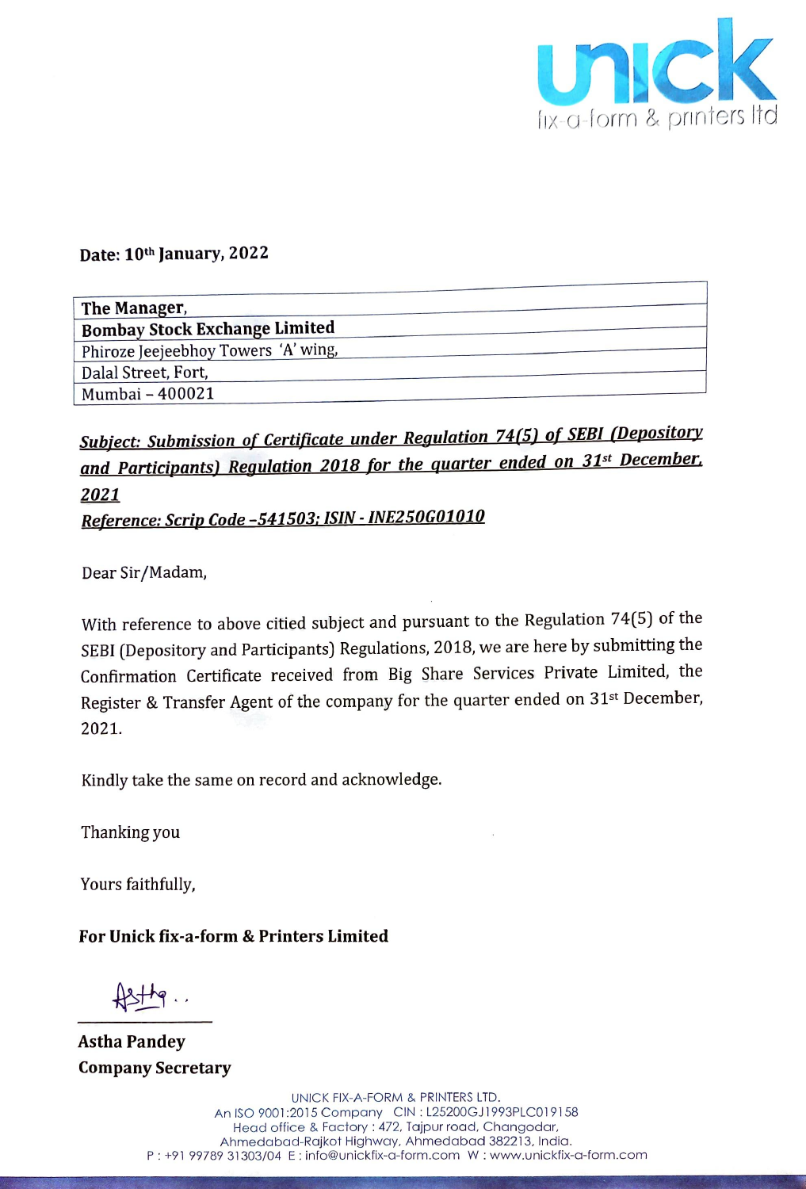**unick**
fix-a-form & printers ltd

**Date: 10th January, 2022**

| **The Manager,** |
|---|
| **Bombay Stock Exchange Limited** |
| Phiroze Jeejeebhoy Towers 'A' wing, |
| Dalal Street, Fort, |
| Mumbai – 400021 |

***Subject: Submission of Certificate under Regulation 74(5) of SEBI (Depository and Participants) Regulation 2018 for the quarter ended on 31st December, 2021***

***Reference: Scrip Code –541503; ISIN - INE250G01010***

Dear Sir/Madam,

With reference to above citied subject and pursuant to the Regulation 74(5) of the SEBI (Depository and Participants) Regulations, 2018, we are here by submitting the Confirmation Certificate received from Big Share Services Private Limited, the Register & Transfer Agent of the company for the quarter ended on 31st December, 2021.

Kindly take the same on record and acknowledge.

Thanking you

Yours faithfully,

**For Unick fix-a-form & Printers Limited**

Astha..

**Astha Pandey**
**Company Secretary**

UNICK FIX-A-FORM & PRINTERS LTD.
An ISO 9001:2015 Company CIN : L25200GJ1993PLC019158
Head office & Factory : 472, Tajpur road, Changodar,
Ahmedabad-Rajkot Highway, Ahmedabad 382213, India.
P : +91 99789 31303/04 E : info@unickfix-a-form.com W : www.unickfix-a-form.com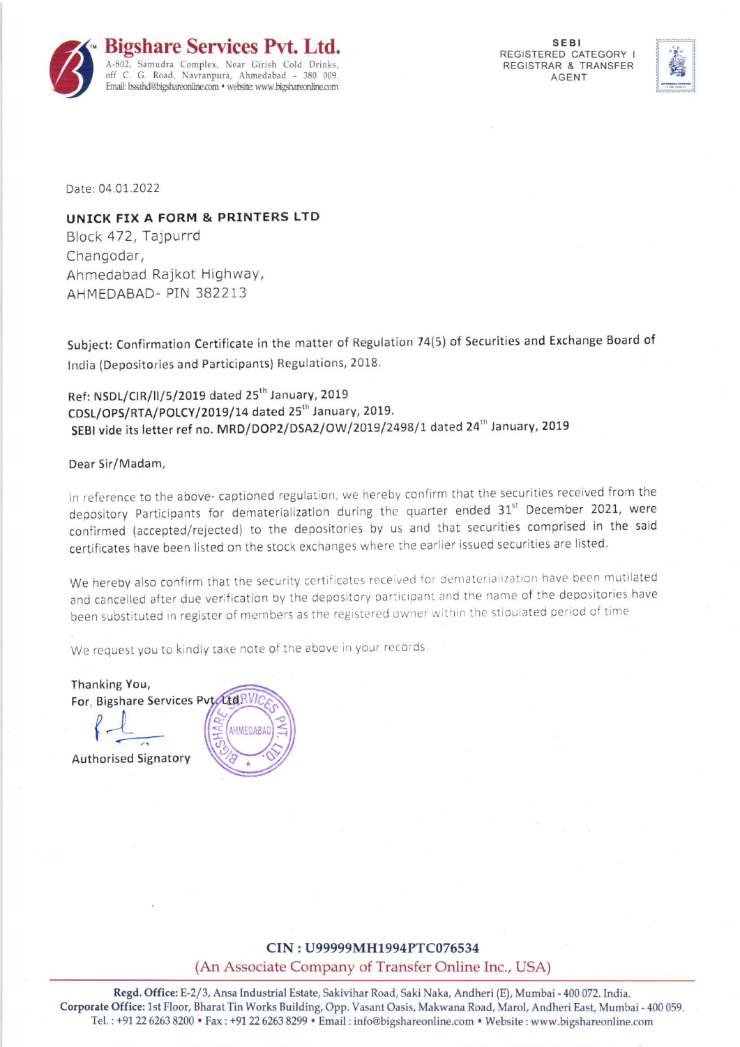**Bigshare Services Pvt. Ltd.**
A-802, Samudra Complex, Near Girish Cold Drinks, off C. G. Road, Navranpura, Ahmedabad - 380 009.
Email: bssahd@bigshareonline.com • website: www.bigshareonline.com

SEBI
REGISTERED CATEGORY I
REGISTRAR & TRANSFER
AGENT

Date: 04.01.2022

**UNICK FIX A FORM & PRINTERS LTD**
Block 472, Tajpurrd
Changodar,
Ahmedabad Rajkot Highway,
AHMEDABAD- PIN 382213

Subject: Confirmation Certificate in the matter of Regulation 74(5) of Securities and Exchange Board of India (Depositories and Participants) Regulations, 2018.

Ref: NSDL/CIR/II/5/2019 dated 25th January, 2019
CDSL/OPS/RTA/POLCY/2019/14 dated 25th January, 2019.
SEBI vide its letter ref no. MRD/DOP2/DSA2/OW/2019/2498/1 dated 24th January, 2019

Dear Sir/Madam,

In reference to the above- captioned regulation, we hereby confirm that the securities received from the depository Participants for dematerialization during the quarter ended 31st December 2021, were confirmed (accepted/rejected) to the depositories by us and that securities comprised in the said certificates have been listed on the stock exchanges where the earlier issued securities are listed.

We hereby also confirm that the security certificates received for dematerialization have been mutilated and cancelled after due verification by the depository participant and the name of the depositories have been substituted in register of members as the registered owner within the stipulated period of time

We request you to kindly take note of the above in your records.

Thanking You,
For, Bigshare Services Pvt. Ltd.

Authorised Signatory

**CIN : U99999MH1994PTC076534**
(An Associate Company of Transfer Online Inc., USA)

**Regd. Office:** E-2/3, Ansa Industrial Estate, Sakivihar Road, Saki Naka, Andheri (E), Mumbai - 400 072. India.
**Corporate Office:** 1st Floor, Bharat Tin Works Building, Opp. Vasant Oasis, Makwana Road, Marol, Andheri East, Mumbai - 400 059.
Tel. : +91 22 6263 8200 • Fax : +91 22 6263 8299 • Email : info@bigshareonline.com • Website : www.bigshareonline.com